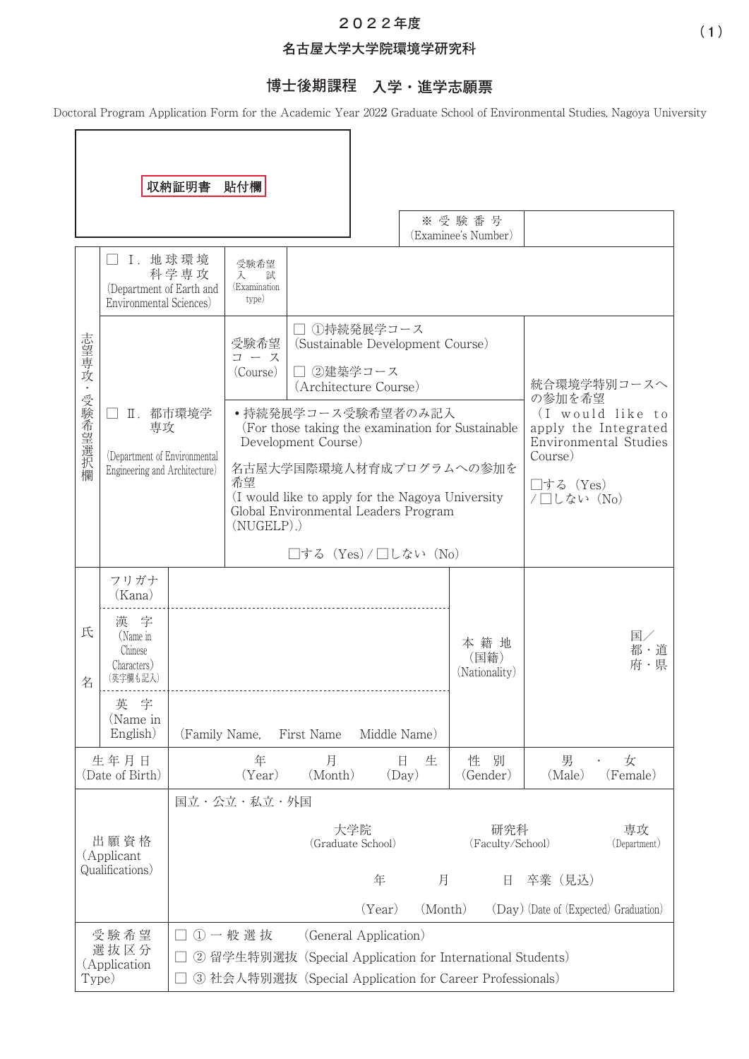# ２０２２年度

## 名古屋大学大学院環境学研究科

## 博士後期課程　入学・進学志願票

Doctoral Program Application Form for the Academic Year 2022 Graduate School of Environmental Studies, Nagoya University

**収納証明書　貼付欄**

| ※受験番号 (Examinee's Number) | |
|---|---|

| 志望専攻・受験希望選択欄 | | | | |
|---|---|---|---|---|
| | □ Ⅰ. 地球環境科学専攻 (Department of Earth and Environmental Sciences) | 受験希望入試 (Examination type) | | |
| | □ Ⅱ. 都市環境学専攻 (Department of Environmental Engineering and Architecture) | 受験希望コース (Course) | □ ①持続発展学コース (Sustainable Development Course)<br>□ ②建築学コース (Architecture Course) | 統合環境学特別コースへの参加を希望 (I would like to apply the Integrated Environmental Studies Course)<br>□する (Yes) / □しない (No) |
| | | • 持続発展学コース受験希望者のみ記入 (For those taking the examination for Sustainable Development Course)<br>名古屋大学国際環境人材育成プログラムへの参加を希望 (I would like to apply for the Nagoya University Global Environmental Leaders Program (NUGELP).)<br>□する (Yes) / □しない (No) | | |

| 氏名 | | | 本籍地 (国籍) (Nationality) | |
|---|---|---|---|---|
| | フリガナ (Kana) | | | 国／都・道府・県 |
| | 漢字 (Name in Chinese Characters) (英字欄も記入) | | | |
| | 英字 (Name in English) | (Family Name,　First Name　Middle Name) | | |
| 生年月日 (Date of Birth) | | 年 (Year)　月 (Month)　日 (Day) 生 | 性別 (Gender) | 男 (Male) ・ 女 (Female) |
| 出願資格 (Applicant Qualifications) | | 国立・公立・私立・外国<br>大学院 (Graduate School)　研究科 (Faculty/School)　専攻 (Department)<br>年 (Year)　月 (Month)　日 (Day) 卒業（見込）(Date of (Expected) Graduation) | | |
| 受験希望選抜区分 (Application Type) | | □ ①一般選抜 (General Application)<br>□ ②留学生特別選抜 (Special Application for International Students)<br>□ ③社会人特別選抜 (Special Application for Career Professionals) | | |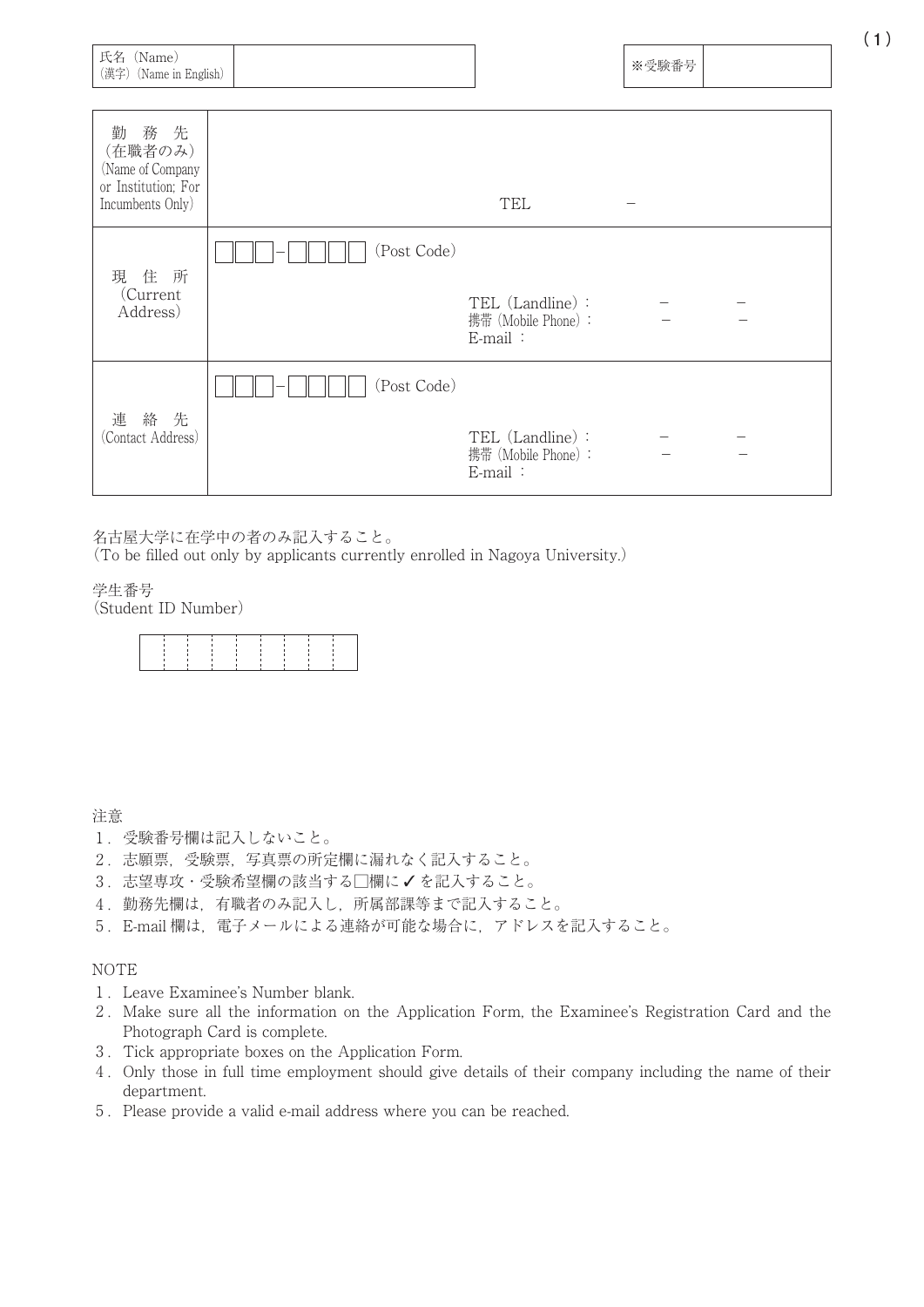| 氏名（Name）（漢字）（Name in English） | | | ※受験番号 | |
| --- | --- | --- | --- | --- |

| | |
| --- | --- |
| 勤　務　先（在職者のみ）(Name of Company or Institution; For Incumbents Only) | TEL　－ |
| 現　住　所 (Current Address) | □□□-□□□□ (Post Code)<br>TEL (Landline)：　－　－<br>携帯 (Mobile Phone)：　－　－<br>E-mail： |
| 連　絡　先 (Contact Address) | □□□-□□□□ (Post Code)<br>TEL (Landline)：　－　－<br>携帯 (Mobile Phone)：　－　－<br>E-mail： |

名古屋大学に在学中の者のみ記入すること。
(To be filled out only by applicants currently enrolled in Nagoya University.)

学生番号
(Student ID Number)

| | | | | | | | | |
| --- | --- | --- | --- | --- | --- | --- | --- | --- |
| | | | | | | | | |

注意

1．受験番号欄は記入しないこと。
2．志願票，受験票，写真票の所定欄に漏れなく記入すること。
3．志望専攻・受験希望欄の該当する□欄に✓を記入すること。
4．勤務先欄は，有職者のみ記入し，所属部課等まで記入すること。
5．E-mail 欄は，電子メールによる連絡が可能な場合に，アドレスを記入すること。

NOTE

1. Leave Examinee's Number blank.
2. Make sure all the information on the Application Form, the Examinee's Registration Card and the Photograph Card is complete.
3. Tick appropriate boxes on the Application Form.
4. Only those in full time employment should give details of their company including the name of their department.
5. Please provide a valid e-mail address where you can be reached.